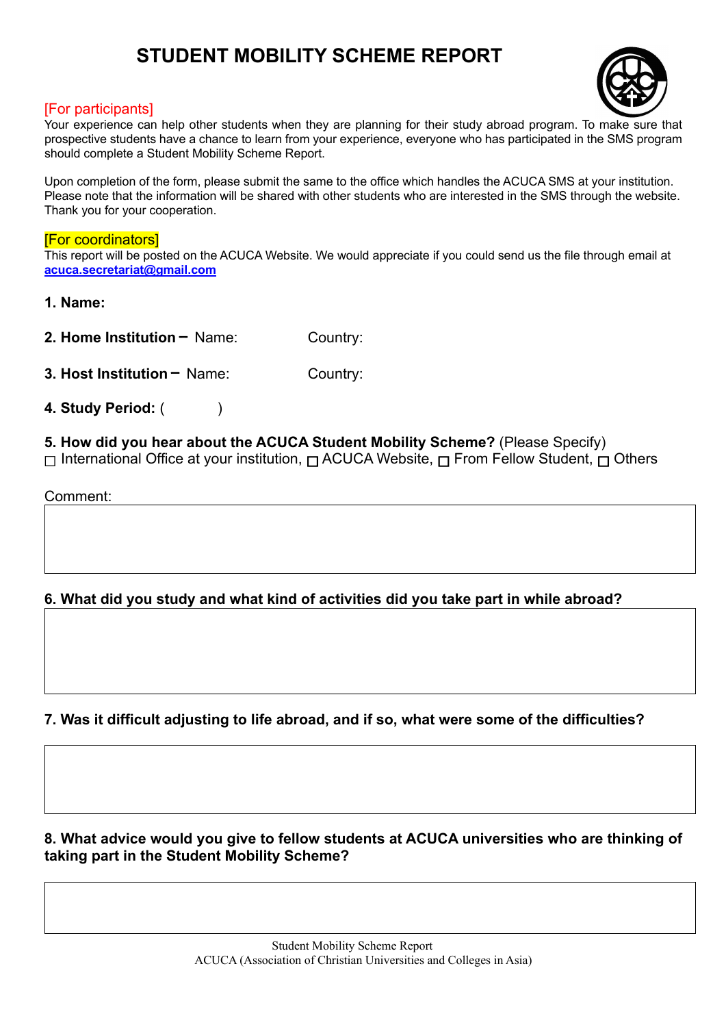# STUDENT MOBILITY SCHEME REPORT

[For participants]
Your experience can help other students when they are planning for their study abroad program. To make sure that prospective students have a chance to learn from your experience, everyone who has participated in the SMS program should complete a Student Mobility Scheme Report.

Upon completion of the form, please submit the same to the office which handles the ACUCA SMS at your institution. Please note that the information will be shared with other students who are interested in the SMS through the website. Thank you for your cooperation.

[For coordinators]
This report will be posted on the ACUCA Website. We would appreciate if you could send us the file through email at **acuca.secretariat@gmail.com**

**1. Name:**

**2. Home Institution –** Name: Country:

**3. Host Institution –** Name: Country:

**4. Study Period:** (  )

**5. How did you hear about the ACUCA Student Mobility Scheme?** (Please Specify)
☐ International Office at your institution, ☐ ACUCA Website, ☐ From Fellow Student, ☐ Others

Comment:

**6. What did you study and what kind of activities did you take part in while abroad?**

**7. Was it difficult adjusting to life abroad, and if so, what were some of the difficulties?**

**8. What advice would you give to fellow students at ACUCA universities who are thinking of taking part in the Student Mobility Scheme?**

Student Mobility Scheme Report
ACUCA (Association of Christian Universities and Colleges in Asia)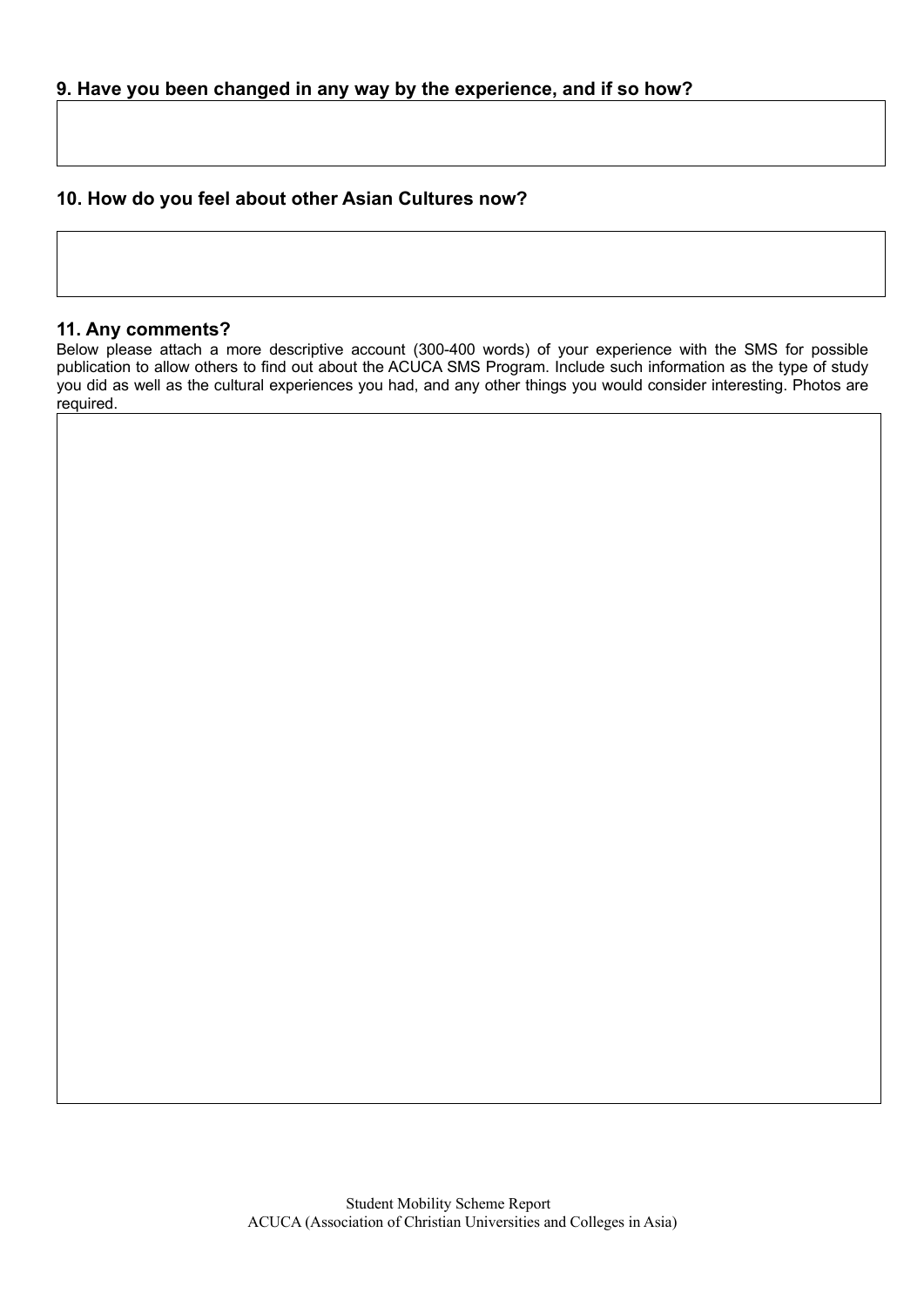### 9. Have you been changed in any way by the experience, and if so how?

### 10. How do you feel about other Asian Cultures now?

### 11. Any comments?

Below please attach a more descriptive account (300-400 words) of your experience with the SMS for possible publication to allow others to find out about the ACUCA SMS Program. Include such information as the type of study you did as well as the cultural experiences you had, and any other things you would consider interesting. Photos are required.